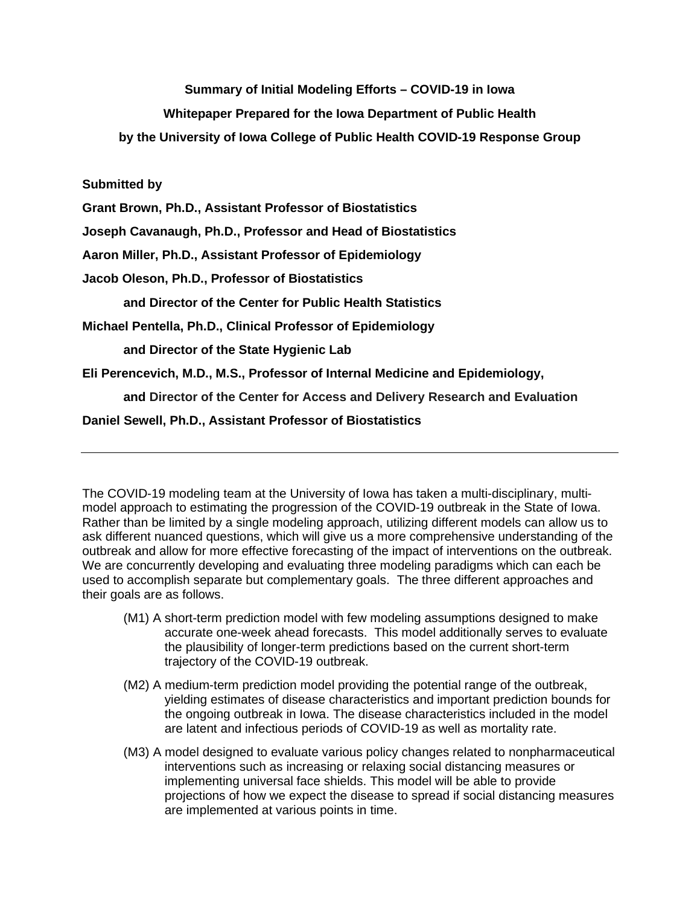**Summary of Initial Modeling Efforts – COVID-19 in Iowa**

**Whitepaper Prepared for the Iowa Department of Public Health**

**by the University of Iowa College of Public Health COVID-19 Response Group**

**Submitted by**

**Grant Brown, Ph.D., Assistant Professor of Biostatistics**

**Joseph Cavanaugh, Ph.D., Professor and Head of Biostatistics**

**Aaron Miller, Ph.D., Assistant Professor of Epidemiology**

**Jacob Oleson, Ph.D., Professor of Biostatistics**

**and Director of the Center for Public Health Statistics**

**Michael Pentella, Ph.D., Clinical Professor of Epidemiology**

**and Director of the State Hygienic Lab**

**Eli Perencevich, M.D., M.S., Professor of Internal Medicine and Epidemiology,**

**and Director of the Center for Access and Delivery Research and Evaluation**

**Daniel Sewell, Ph.D., Assistant Professor of Biostatistics**

---

The COVID-19 modeling team at the University of Iowa has taken a multi-disciplinary, multi-model approach to estimating the progression of the COVID-19 outbreak in the State of Iowa. Rather than be limited by a single modeling approach, utilizing different models can allow us to ask different nuanced questions, which will give us a more comprehensive understanding of the outbreak and allow for more effective forecasting of the impact of interventions on the outbreak. We are concurrently developing and evaluating three modeling paradigms which can each be used to accomplish separate but complementary goals. The three different approaches and their goals are as follows.

(M1) A short-term prediction model with few modeling assumptions designed to make accurate one-week ahead forecasts. This model additionally serves to evaluate the plausibility of longer-term predictions based on the current short-term trajectory of the COVID-19 outbreak.

(M2) A medium-term prediction model providing the potential range of the outbreak, yielding estimates of disease characteristics and important prediction bounds for the ongoing outbreak in Iowa. The disease characteristics included in the model are latent and infectious periods of COVID-19 as well as mortality rate.

(M3) A model designed to evaluate various policy changes related to nonpharmaceutical interventions such as increasing or relaxing social distancing measures or implementing universal face shields. This model will be able to provide projections of how we expect the disease to spread if social distancing measures are implemented at various points in time.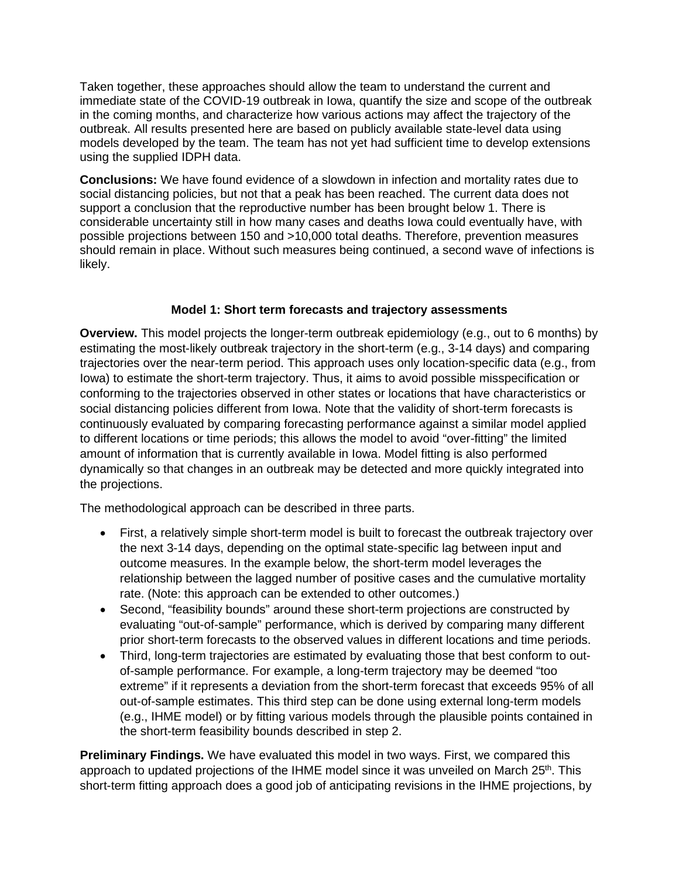Taken together, these approaches should allow the team to understand the current and immediate state of the COVID-19 outbreak in Iowa, quantify the size and scope of the outbreak in the coming months, and characterize how various actions may affect the trajectory of the outbreak. All results presented here are based on publicly available state-level data using models developed by the team. The team has not yet had sufficient time to develop extensions using the supplied IDPH data.

**Conclusions:** We have found evidence of a slowdown in infection and mortality rates due to social distancing policies, but not that a peak has been reached. The current data does not support a conclusion that the reproductive number has been brought below 1. There is considerable uncertainty still in how many cases and deaths Iowa could eventually have, with possible projections between 150 and >10,000 total deaths. Therefore, prevention measures should remain in place. Without such measures being continued, a second wave of infections is likely.

### Model 1: Short term forecasts and trajectory assessments

**Overview.** This model projects the longer-term outbreak epidemiology (e.g., out to 6 months) by estimating the most-likely outbreak trajectory in the short-term (e.g., 3-14 days) and comparing trajectories over the near-term period. This approach uses only location-specific data (e.g., from Iowa) to estimate the short-term trajectory. Thus, it aims to avoid possible misspecification or conforming to the trajectories observed in other states or locations that have characteristics or social distancing policies different from Iowa. Note that the validity of short-term forecasts is continuously evaluated by comparing forecasting performance against a similar model applied to different locations or time periods; this allows the model to avoid "over-fitting" the limited amount of information that is currently available in Iowa. Model fitting is also performed dynamically so that changes in an outbreak may be detected and more quickly integrated into the projections.

The methodological approach can be described in three parts.

- First, a relatively simple short-term model is built to forecast the outbreak trajectory over the next 3-14 days, depending on the optimal state-specific lag between input and outcome measures. In the example below, the short-term model leverages the relationship between the lagged number of positive cases and the cumulative mortality rate. (Note: this approach can be extended to other outcomes.)
- Second, "feasibility bounds" around these short-term projections are constructed by evaluating "out-of-sample" performance, which is derived by comparing many different prior short-term forecasts to the observed values in different locations and time periods.
- Third, long-term trajectories are estimated by evaluating those that best conform to out-of-sample performance. For example, a long-term trajectory may be deemed "too extreme" if it represents a deviation from the short-term forecast that exceeds 95% of all out-of-sample estimates. This third step can be done using external long-term models (e.g., IHME model) or by fitting various models through the plausible points contained in the short-term feasibility bounds described in step 2.

**Preliminary Findings.** We have evaluated this model in two ways. First, we compared this approach to updated projections of the IHME model since it was unveiled on March 25th. This short-term fitting approach does a good job of anticipating revisions in the IHME projections, by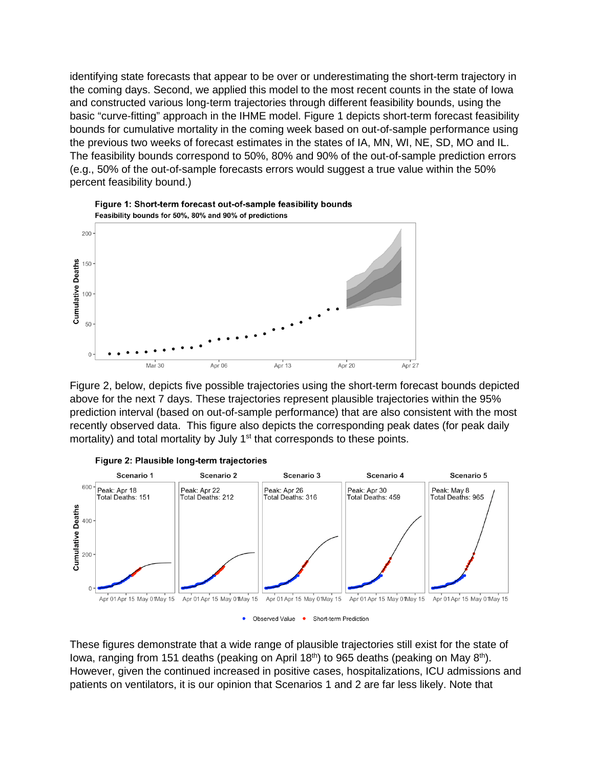identifying state forecasts that appear to be over or underestimating the short-term trajectory in the coming days. Second, we applied this model to the most recent counts in the state of Iowa and constructed various long-term trajectories through different feasibility bounds, using the basic "curve-fitting" approach in the IHME model. Figure 1 depicts short-term forecast feasibility bounds for cumulative mortality in the coming week based on out-of-sample performance using the previous two weeks of forecast estimates in the states of IA, MN, WI, NE, SD, MO and IL. The feasibility bounds correspond to 50%, 80% and 90% of the out-of-sample prediction errors (e.g., 50% of the out-of-sample forecasts errors would suggest a true value within the 50% percent feasibility bound.)

**Figure 1: Short-term forecast out-of-sample feasibility bounds**
**Feasibility bounds for 50%, 80% and 90% of predictions**

Figure 2, below, depicts five possible trajectories using the short-term forecast bounds depicted above for the next 7 days. These trajectories represent plausible trajectories within the 95% prediction interval (based on out-of-sample performance) that are also consistent with the most recently observed data. This figure also depicts the corresponding peak dates (for peak daily mortality) and total mortality by July 1st that corresponds to these points.

**Figure 2: Plausible long-term trajectories**

| | Scenario 1 | Scenario 2 | Scenario 3 | Scenario 4 | Scenario 5 |
|---|---|---|---|---|---|
| Peak | Apr 18 | Apr 22 | Apr 26 | Apr 30 | May 8 |
| Total Deaths | 151 | 212 | 316 | 459 | 965 |

These figures demonstrate that a wide range of plausible trajectories still exist for the state of Iowa, ranging from 151 deaths (peaking on April 18th) to 965 deaths (peaking on May 8th). However, given the continued increased in positive cases, hospitalizations, ICU admissions and patients on ventilators, it is our opinion that Scenarios 1 and 2 are far less likely. Note that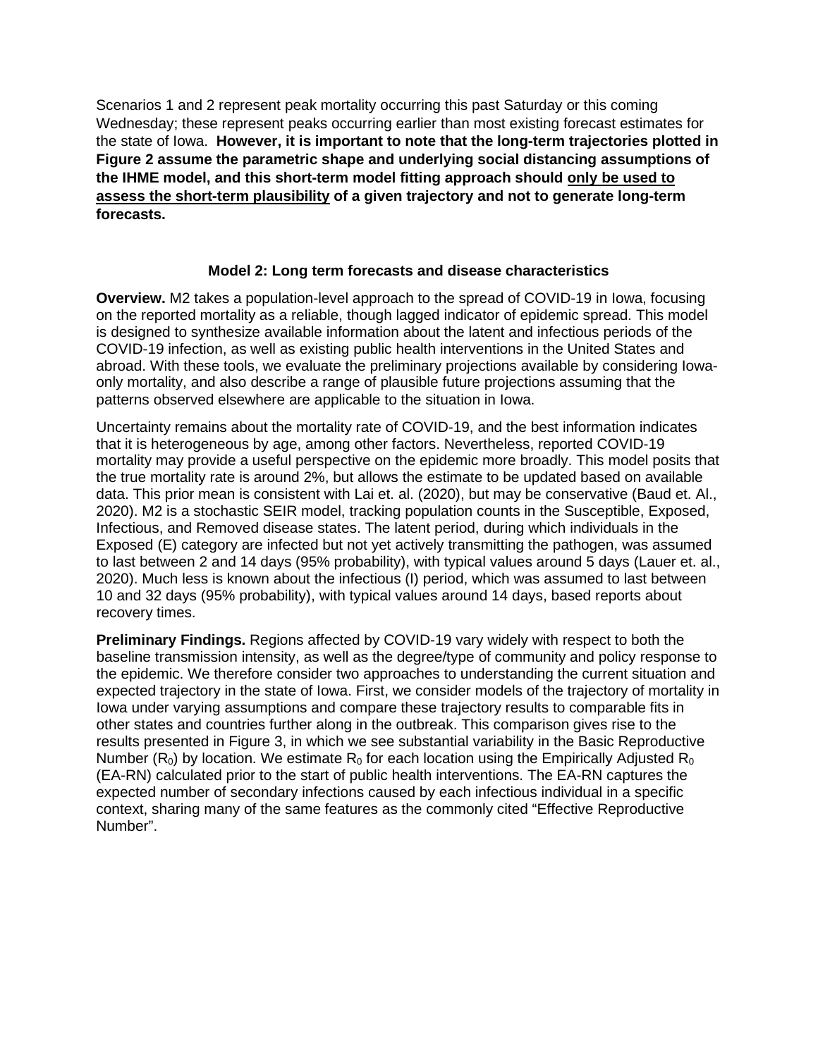Scenarios 1 and 2 represent peak mortality occurring this past Saturday or this coming Wednesday; these represent peaks occurring earlier than most existing forecast estimates for the state of Iowa. **However, it is important to note that the long-term trajectories plotted in Figure 2 assume the parametric shape and underlying social distancing assumptions of the IHME model, and this short-term model fitting approach should <u>only be used to assess the short-term plausibility</u> of a given trajectory and not to generate long-term forecasts.**

### Model 2: Long term forecasts and disease characteristics

**Overview.** M2 takes a population-level approach to the spread of COVID-19 in Iowa, focusing on the reported mortality as a reliable, though lagged indicator of epidemic spread. This model is designed to synthesize available information about the latent and infectious periods of the COVID-19 infection, as well as existing public health interventions in the United States and abroad. With these tools, we evaluate the preliminary projections available by considering Iowa-only mortality, and also describe a range of plausible future projections assuming that the patterns observed elsewhere are applicable to the situation in Iowa.

Uncertainty remains about the mortality rate of COVID-19, and the best information indicates that it is heterogeneous by age, among other factors. Nevertheless, reported COVID-19 mortality may provide a useful perspective on the epidemic more broadly. This model posits that the true mortality rate is around 2%, but allows the estimate to be updated based on available data. This prior mean is consistent with Lai et. al. (2020), but may be conservative (Baud et. Al., 2020). M2 is a stochastic SEIR model, tracking population counts in the Susceptible, Exposed, Infectious, and Removed disease states. The latent period, during which individuals in the Exposed (E) category are infected but not yet actively transmitting the pathogen, was assumed to last between 2 and 14 days (95% probability), with typical values around 5 days (Lauer et. al., 2020). Much less is known about the infectious (I) period, which was assumed to last between 10 and 32 days (95% probability), with typical values around 14 days, based reports about recovery times.

**Preliminary Findings.** Regions affected by COVID-19 vary widely with respect to both the baseline transmission intensity, as well as the degree/type of community and policy response to the epidemic. We therefore consider two approaches to understanding the current situation and expected trajectory in the state of Iowa. First, we consider models of the trajectory of mortality in Iowa under varying assumptions and compare these trajectory results to comparable fits in other states and countries further along in the outbreak. This comparison gives rise to the results presented in Figure 3, in which we see substantial variability in the Basic Reproductive Number ($R_0$) by location. We estimate $R_0$ for each location using the Empirically Adjusted $R_0$ (EA-RN) calculated prior to the start of public health interventions. The EA-RN captures the expected number of secondary infections caused by each infectious individual in a specific context, sharing many of the same features as the commonly cited "Effective Reproductive Number".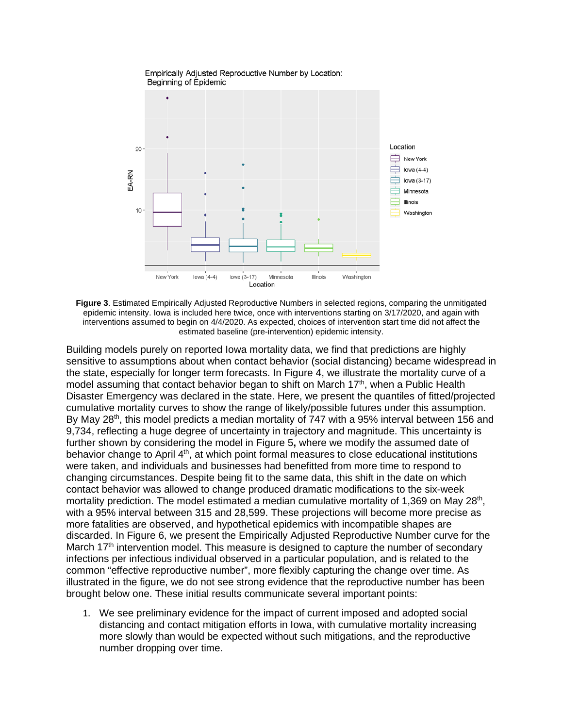**Figure 3**. Estimated Empirically Adjusted Reproductive Numbers in selected regions, comparing the unmitigated epidemic intensity. Iowa is included here twice, once with interventions starting on 3/17/2020, and again with interventions assumed to begin on 4/4/2020. As expected, choices of intervention start time did not affect the estimated baseline (pre-intervention) epidemic intensity.

Building models purely on reported Iowa mortality data, we find that predictions are highly sensitive to assumptions about when contact behavior (social distancing) became widespread in the state, especially for longer term forecasts. In Figure 4, we illustrate the mortality curve of a model assuming that contact behavior began to shift on March 17th, when a Public Health Disaster Emergency was declared in the state. Here, we present the quantiles of fitted/projected cumulative mortality curves to show the range of likely/possible futures under this assumption. By May 28th, this model predicts a median mortality of 747 with a 95% interval between 156 and 9,734, reflecting a huge degree of uncertainty in trajectory and magnitude. This uncertainty is further shown by considering the model in Figure 5**,** where we modify the assumed date of behavior change to April 4th, at which point formal measures to close educational institutions were taken, and individuals and businesses had benefitted from more time to respond to changing circumstances. Despite being fit to the same data, this shift in the date on which contact behavior was allowed to change produced dramatic modifications to the six-week mortality prediction. The model estimated a median cumulative mortality of 1,369 on May 28th, with a 95% interval between 315 and 28,599. These projections will become more precise as more fatalities are observed, and hypothetical epidemics with incompatible shapes are discarded. In Figure 6, we present the Empirically Adjusted Reproductive Number curve for the March 17th intervention model. This measure is designed to capture the number of secondary infections per infectious individual observed in a particular population, and is related to the common "effective reproductive number", more flexibly capturing the change over time. As illustrated in the figure, we do not see strong evidence that the reproductive number has been brought below one. These initial results communicate several important points:

1. We see preliminary evidence for the impact of current imposed and adopted social distancing and contact mitigation efforts in Iowa, with cumulative mortality increasing more slowly than would be expected without such mitigations, and the reproductive number dropping over time.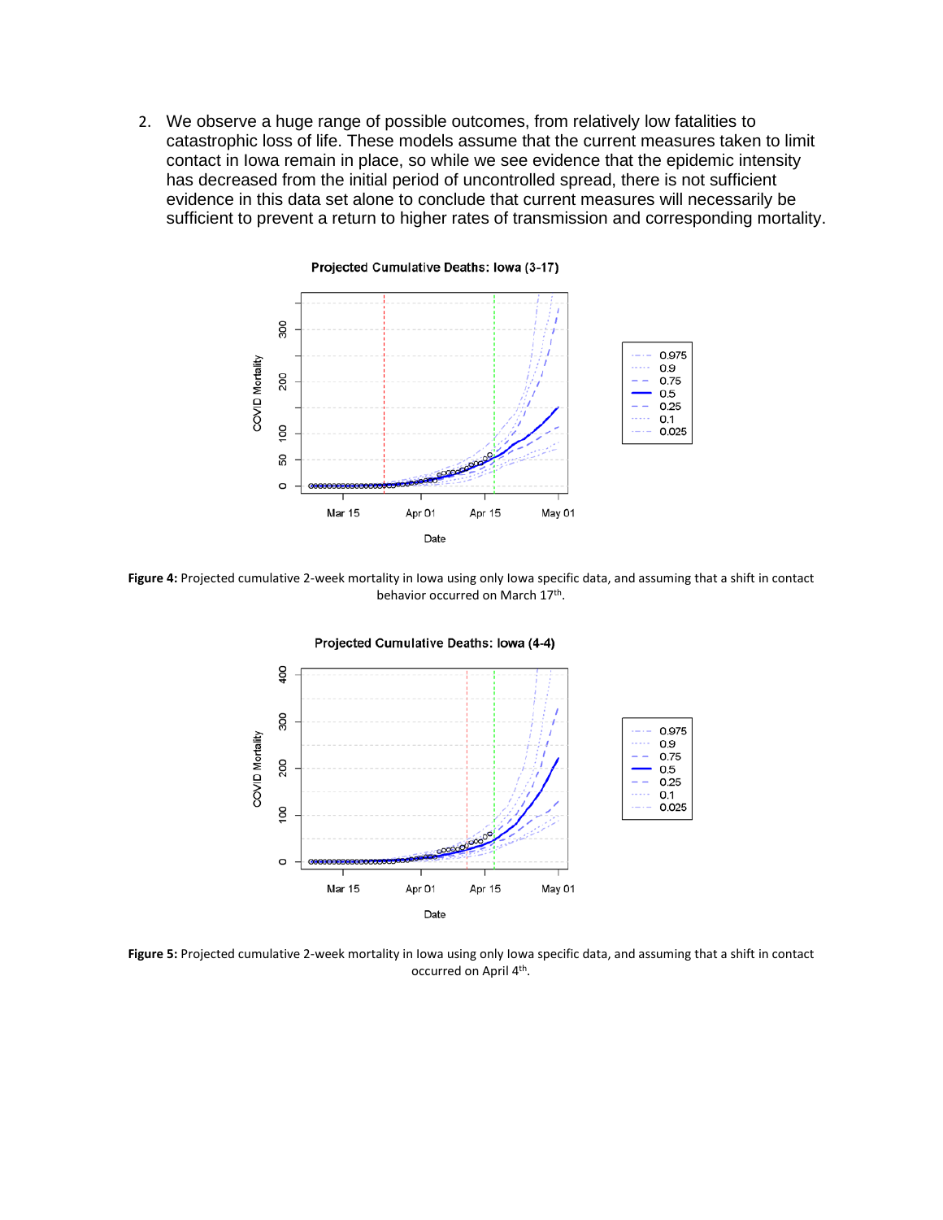2. We observe a huge range of possible outcomes, from relatively low fatalities to catastrophic loss of life. These models assume that the current measures taken to limit contact in Iowa remain in place, so while we see evidence that the epidemic intensity has decreased from the initial period of uncontrolled spread, there is not sufficient evidence in this data set alone to conclude that current measures will necessarily be sufficient to prevent a return to higher rates of transmission and corresponding mortality.

**Figure 4:** Projected cumulative 2-week mortality in Iowa using only Iowa specific data, and assuming that a shift in contact behavior occurred on March 17th.

**Figure 5:** Projected cumulative 2-week mortality in Iowa using only Iowa specific data, and assuming that a shift in contact occurred on April 4th.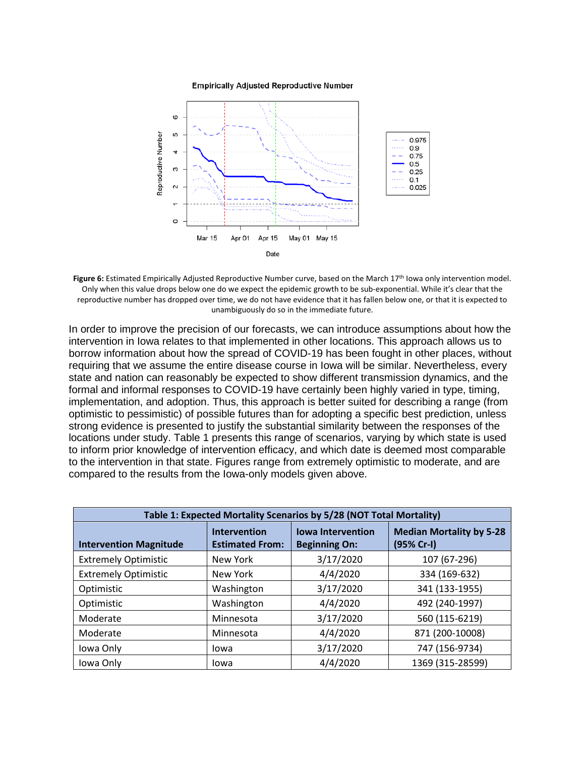**Figure 6:** Estimated Empirically Adjusted Reproductive Number curve, based on the March 17th Iowa only intervention model. Only when this value drops below one do we expect the epidemic growth to be sub-exponential. While it's clear that the reproductive number has dropped over time, we do not have evidence that it has fallen below one, or that it is expected to unambiguously do so in the immediate future.

In order to improve the precision of our forecasts, we can introduce assumptions about how the intervention in Iowa relates to that implemented in other locations. This approach allows us to borrow information about how the spread of COVID-19 has been fought in other places, without requiring that we assume the entire disease course in Iowa will be similar. Nevertheless, every state and nation can reasonably be expected to show different transmission dynamics, and the formal and informal responses to COVID-19 have certainly been highly varied in type, timing, implementation, and adoption. Thus, this approach is better suited for describing a range (from optimistic to pessimistic) of possible futures than for adopting a specific best prediction, unless strong evidence is presented to justify the substantial similarity between the responses of the locations under study. Table 1 presents this range of scenarios, varying by which state is used to inform prior knowledge of intervention efficacy, and which date is deemed most comparable to the intervention in that state. Figures range from extremely optimistic to moderate, and are compared to the results from the Iowa-only models given above.

**Table 1: Expected Mortality Scenarios by 5/28 (NOT Total Mortality)**

| Intervention Magnitude | Intervention Estimated From: | Iowa Intervention Beginning On: | Median Mortality by 5-28 (95% Cr-I) |
|---|---|---|---|
| Extremely Optimistic | New York | 3/17/2020 | 107 (67-296) |
| Extremely Optimistic | New York | 4/4/2020 | 334 (169-632) |
| Optimistic | Washington | 3/17/2020 | 341 (133-1955) |
| Optimistic | Washington | 4/4/2020 | 492 (240-1997) |
| Moderate | Minnesota | 3/17/2020 | 560 (115-6219) |
| Moderate | Minnesota | 4/4/2020 | 871 (200-10008) |
| Iowa Only | Iowa | 3/17/2020 | 747 (156-9734) |
| Iowa Only | Iowa | 4/4/2020 | 1369 (315-28599) |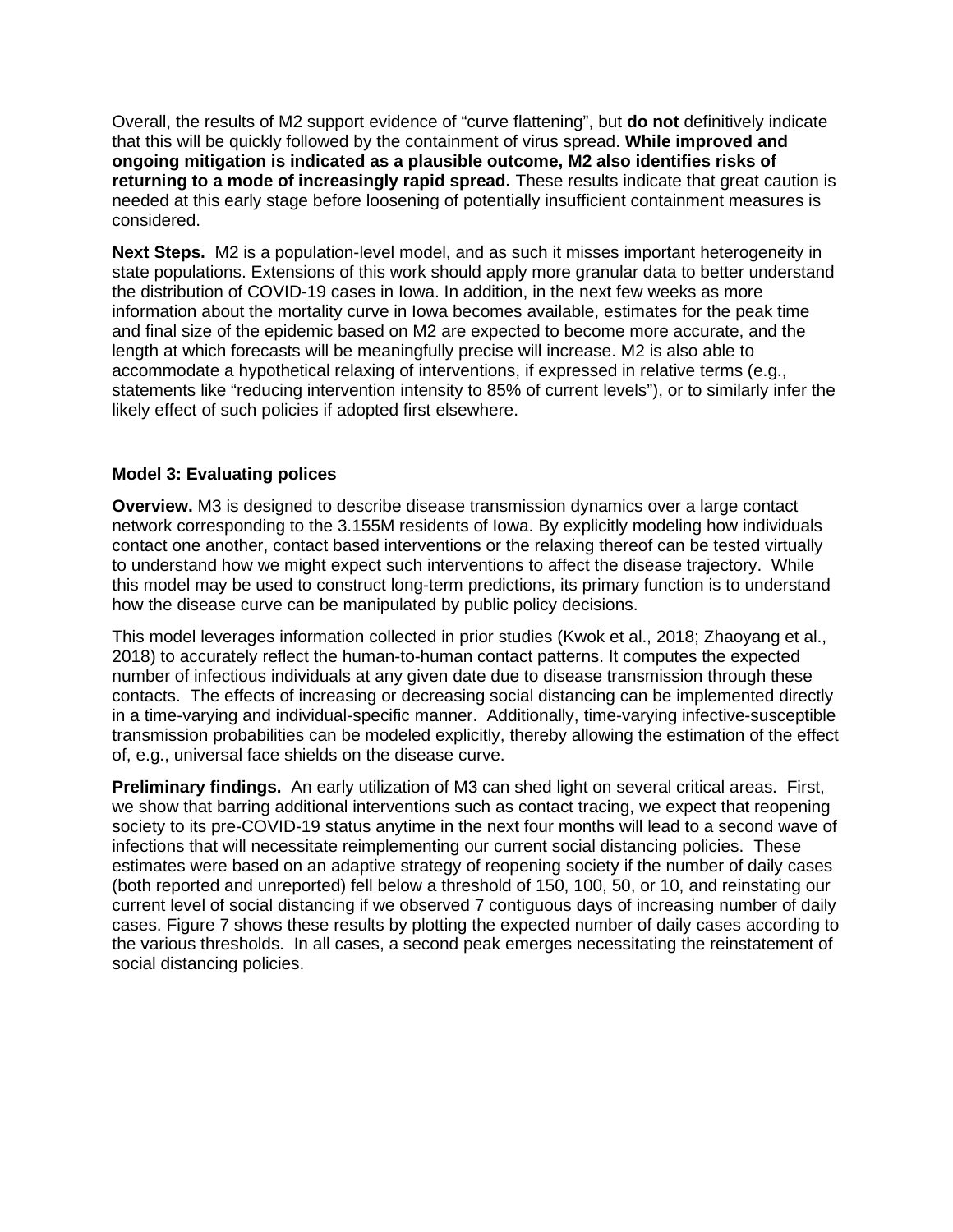Overall, the results of M2 support evidence of “curve flattening”, but **do not** definitively indicate that this will be quickly followed by the containment of virus spread. **While improved and ongoing mitigation is indicated as a plausible outcome, M2 also identifies risks of returning to a mode of increasingly rapid spread.** These results indicate that great caution is needed at this early stage before loosening of potentially insufficient containment measures is considered.

**Next Steps.** M2 is a population-level model, and as such it misses important heterogeneity in state populations. Extensions of this work should apply more granular data to better understand the distribution of COVID-19 cases in Iowa. In addition, in the next few weeks as more information about the mortality curve in Iowa becomes available, estimates for the peak time and final size of the epidemic based on M2 are expected to become more accurate, and the length at which forecasts will be meaningfully precise will increase. M2 is also able to accommodate a hypothetical relaxing of interventions, if expressed in relative terms (e.g., statements like “reducing intervention intensity to 85% of current levels”), or to similarly infer the likely effect of such policies if adopted first elsewhere.

### Model 3: Evaluating polices

**Overview.** M3 is designed to describe disease transmission dynamics over a large contact network corresponding to the 3.155M residents of Iowa. By explicitly modeling how individuals contact one another, contact based interventions or the relaxing thereof can be tested virtually to understand how we might expect such interventions to affect the disease trajectory. While this model may be used to construct long-term predictions, its primary function is to understand how the disease curve can be manipulated by public policy decisions.

This model leverages information collected in prior studies (Kwok et al., 2018; Zhaoyang et al., 2018) to accurately reflect the human-to-human contact patterns. It computes the expected number of infectious individuals at any given date due to disease transmission through these contacts. The effects of increasing or decreasing social distancing can be implemented directly in a time-varying and individual-specific manner. Additionally, time-varying infective-susceptible transmission probabilities can be modeled explicitly, thereby allowing the estimation of the effect of, e.g., universal face shields on the disease curve.

**Preliminary findings.** An early utilization of M3 can shed light on several critical areas. First, we show that barring additional interventions such as contact tracing, we expect that reopening society to its pre-COVID-19 status anytime in the next four months will lead to a second wave of infections that will necessitate reimplementing our current social distancing policies. These estimates were based on an adaptive strategy of reopening society if the number of daily cases (both reported and unreported) fell below a threshold of 150, 100, 50, or 10, and reinstating our current level of social distancing if we observed 7 contiguous days of increasing number of daily cases. Figure 7 shows these results by plotting the expected number of daily cases according to the various thresholds. In all cases, a second peak emerges necessitating the reinstatement of social distancing policies.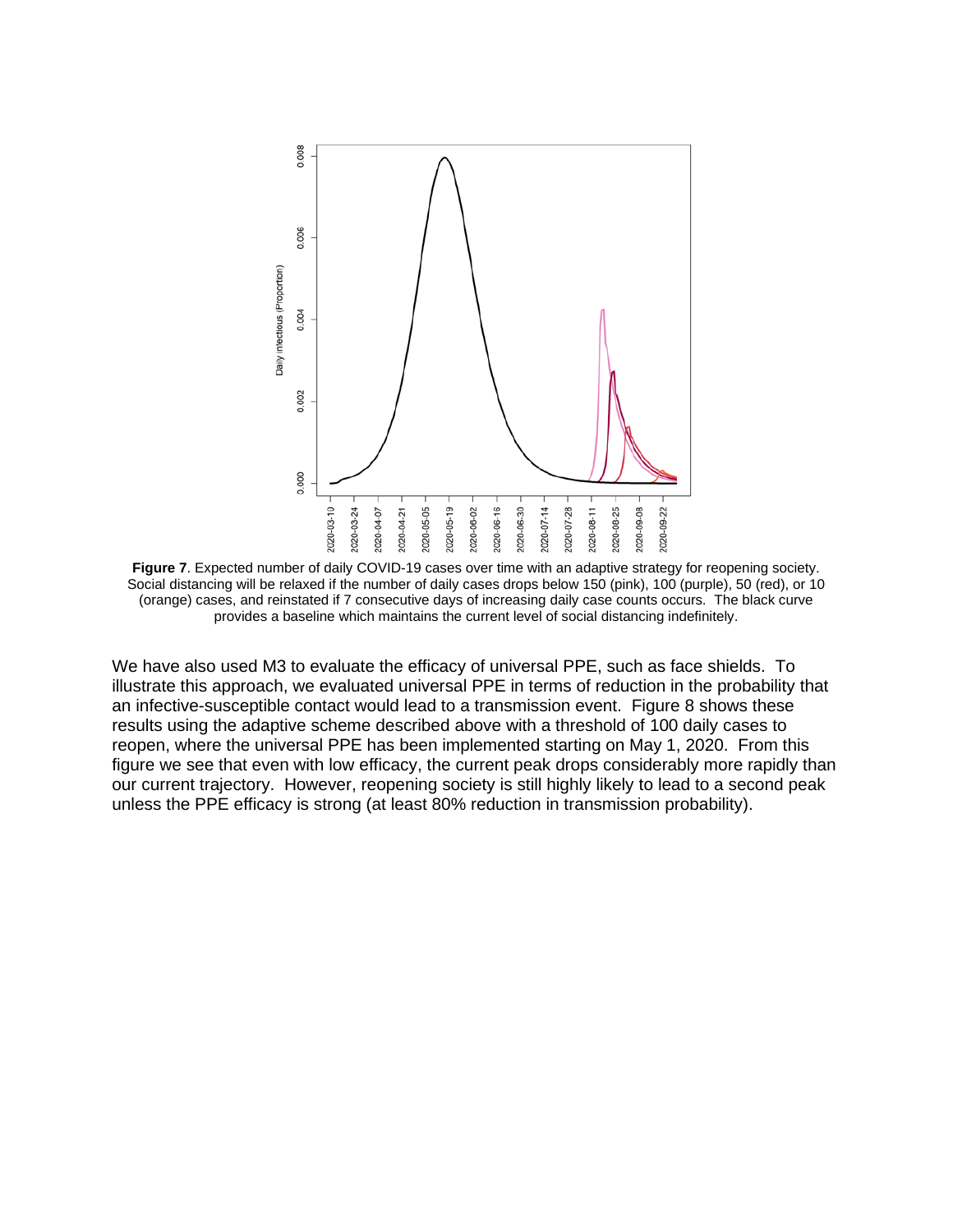**Figure 7**. Expected number of daily COVID-19 cases over time with an adaptive strategy for reopening society. Social distancing will be relaxed if the number of daily cases drops below 150 (pink), 100 (purple), 50 (red), or 10 (orange) cases, and reinstated if 7 consecutive days of increasing daily case counts occurs. The black curve provides a baseline which maintains the current level of social distancing indefinitely.

We have also used M3 to evaluate the efficacy of universal PPE, such as face shields. To illustrate this approach, we evaluated universal PPE in terms of reduction in the probability that an infective-susceptible contact would lead to a transmission event. Figure 8 shows these results using the adaptive scheme described above with a threshold of 100 daily cases to reopen, where the universal PPE has been implemented starting on May 1, 2020. From this figure we see that even with low efficacy, the current peak drops considerably more rapidly than our current trajectory. However, reopening society is still highly likely to lead to a second peak unless the PPE efficacy is strong (at least 80% reduction in transmission probability).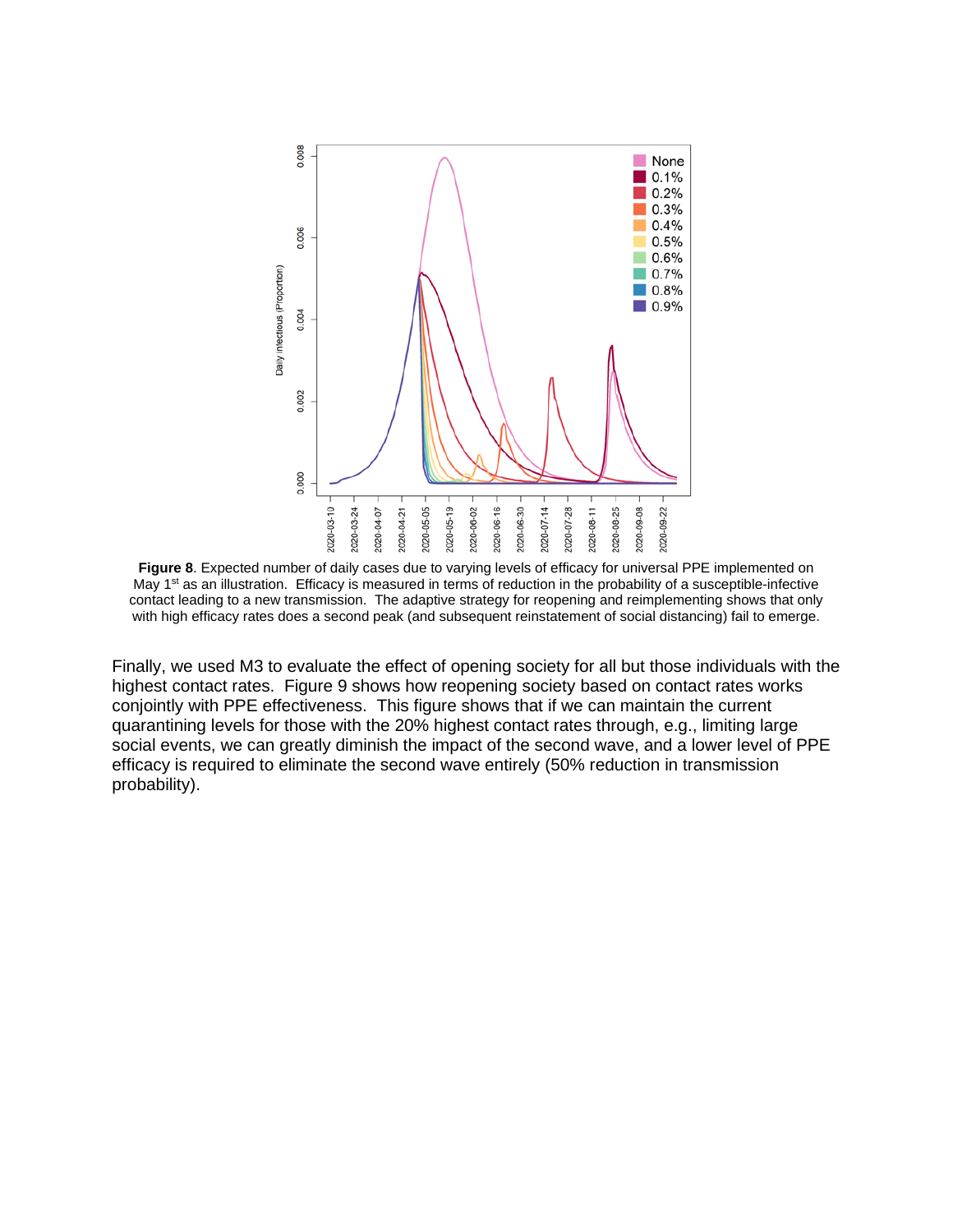**Figure 8**. Expected number of daily cases due to varying levels of efficacy for universal PPE implemented on May 1[st] as an illustration. Efficacy is measured in terms of reduction in the probability of a susceptible-infective contact leading to a new transmission. The adaptive strategy for reopening and reimplementing shows that only with high efficacy rates does a second peak (and subsequent reinstatement of social distancing) fail to emerge.

Finally, we used M3 to evaluate the effect of opening society for all but those individuals with the highest contact rates. Figure 9 shows how reopening society based on contact rates works conjointly with PPE effectiveness. This figure shows that if we can maintain the current quarantining levels for those with the 20% highest contact rates through, e.g., limiting large social events, we can greatly diminish the impact of the second wave, and a lower level of PPE efficacy is required to eliminate the second wave entirely (50% reduction in transmission probability).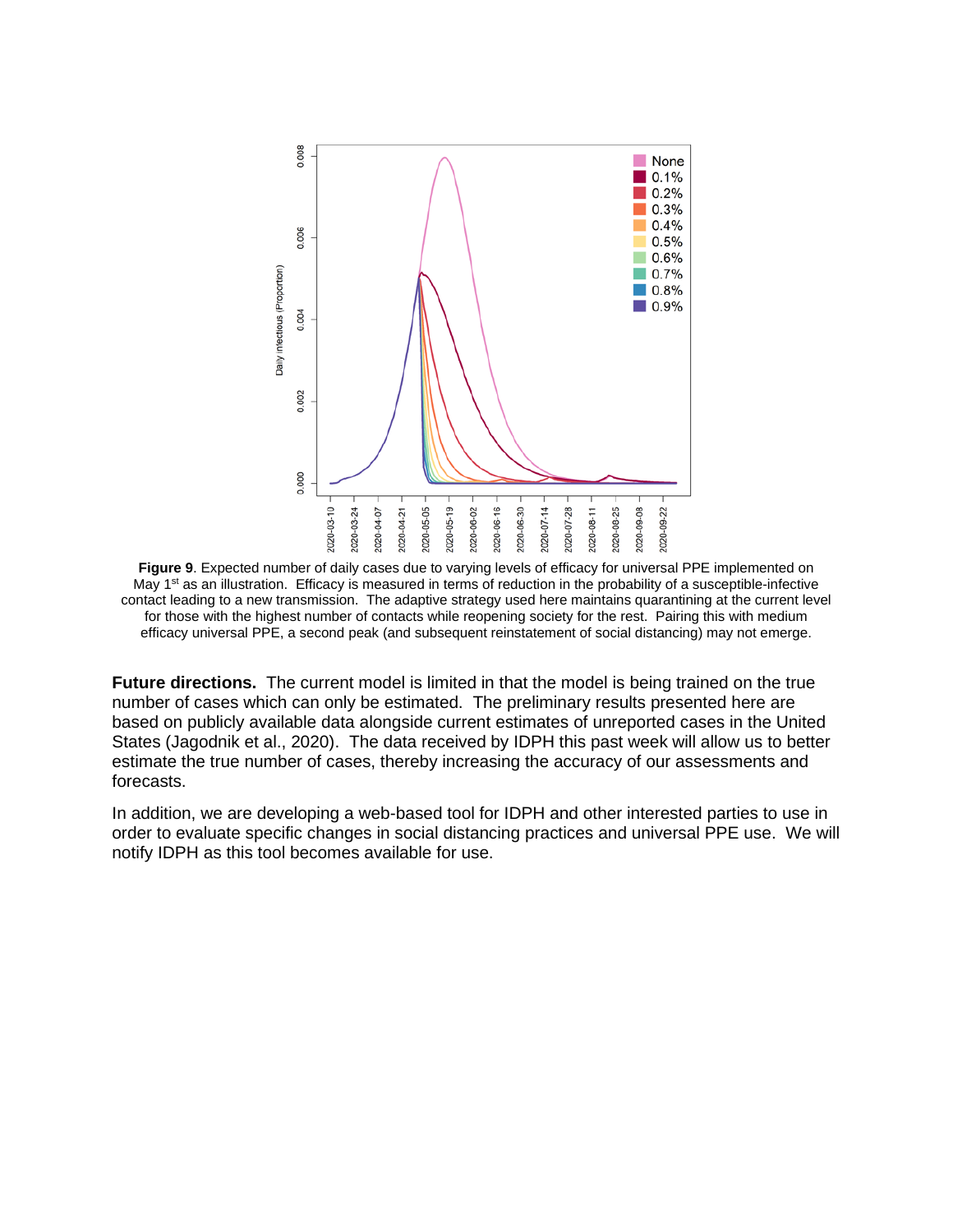**Figure 9**. Expected number of daily cases due to varying levels of efficacy for universal PPE implemented on May 1st as an illustration. Efficacy is measured in terms of reduction in the probability of a susceptible-infective contact leading to a new transmission. The adaptive strategy used here maintains quarantining at the current level for those with the highest number of contacts while reopening society for the rest. Pairing this with medium efficacy universal PPE, a second peak (and subsequent reinstatement of social distancing) may not emerge.

**Future directions.** The current model is limited in that the model is being trained on the true number of cases which can only be estimated. The preliminary results presented here are based on publicly available data alongside current estimates of unreported cases in the United States (Jagodnik et al., 2020). The data received by IDPH this past week will allow us to better estimate the true number of cases, thereby increasing the accuracy of our assessments and forecasts.

In addition, we are developing a web-based tool for IDPH and other interested parties to use in order to evaluate specific changes in social distancing practices and universal PPE use. We will notify IDPH as this tool becomes available for use.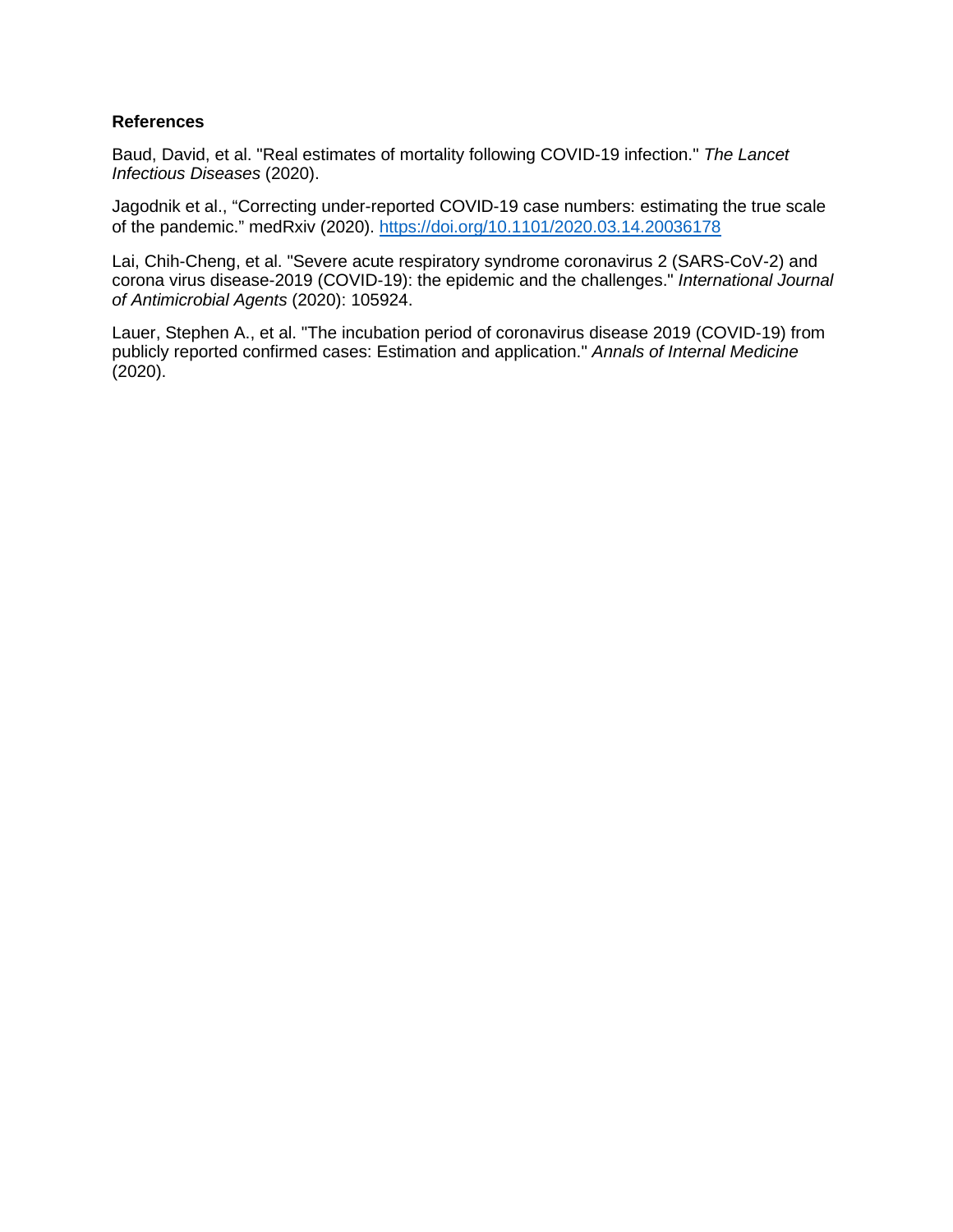**References**

Baud, David, et al. "Real estimates of mortality following COVID-19 infection." *The Lancet Infectious Diseases* (2020).

Jagodnik et al., “Correcting under-reported COVID-19 case numbers: estimating the true scale of the pandemic.” medRxiv (2020). https://doi.org/10.1101/2020.03.14.20036178

Lai, Chih-Cheng, et al. "Severe acute respiratory syndrome coronavirus 2 (SARS-CoV-2) and corona virus disease-2019 (COVID-19): the epidemic and the challenges." *International Journal of Antimicrobial Agents* (2020): 105924.

Lauer, Stephen A., et al. "The incubation period of coronavirus disease 2019 (COVID-19) from publicly reported confirmed cases: Estimation and application." *Annals of Internal Medicine* (2020).